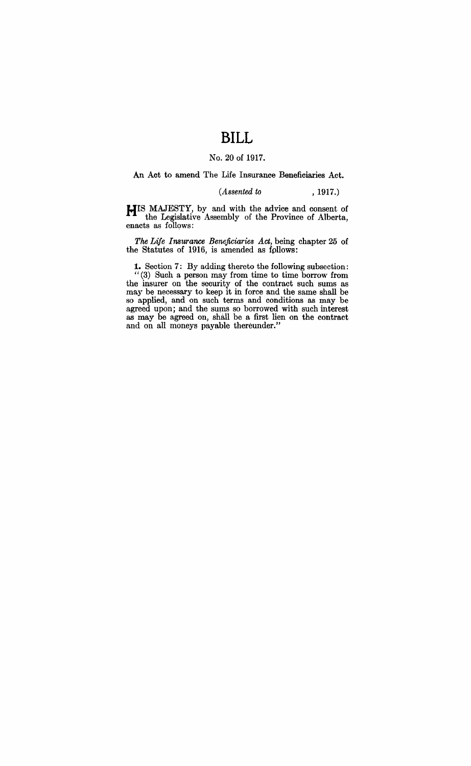# BILL

No. 20 of 1917.

An Act to amend The Life Insurance Beneficiaries Act.

(*Assented to* , 1917.)

HIS MAJESTY, by and with the advice and consent of the Legislative Assembly of the Province of Alberta, enacts as follows:

*The Life Insurance Beneficiaries Act*, being chapter 25 of the Statutes of 1916, is amended as follows:

**1.** Section 7: By adding thereto the following subsection:

"(3) Such a person may from time to time borrow from the insurer on the security of the contract such sums as may be necessary to keep it in force and the same shall be so applied, and on such terms and conditions as may be agreed upon; and the sums so borrowed with such interest as may be agreed on, shall be a first lien on the contract and on all moneys payable thereunder."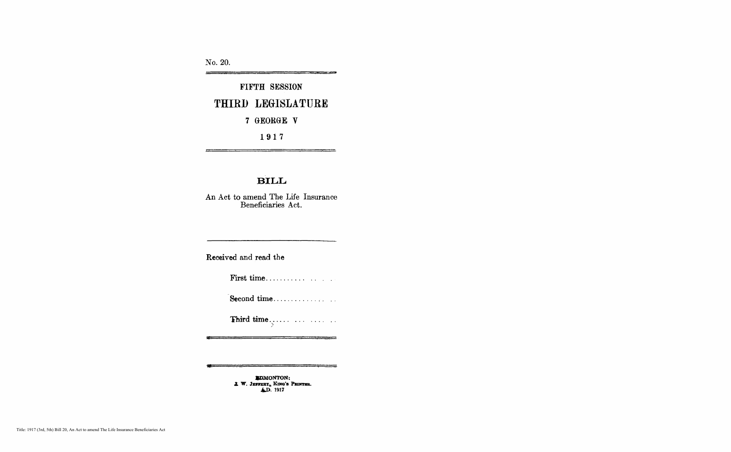No. 20.

FIFTH SESSION

THIRD LEGISLATURE

7 GEORGE V

1917

# BILL

An Act to amend The Life Insurance Beneficiaries Act.

Received and read the

First time...........

Second time..............

Third time......

EDMONTON:
J. W. JEFFERY, KING'S PRINTER.
A.D. 1917

Title: 1917 (3rd, 5th) Bill 20, An Act to amend The Life Insurance Beneficiaries Act